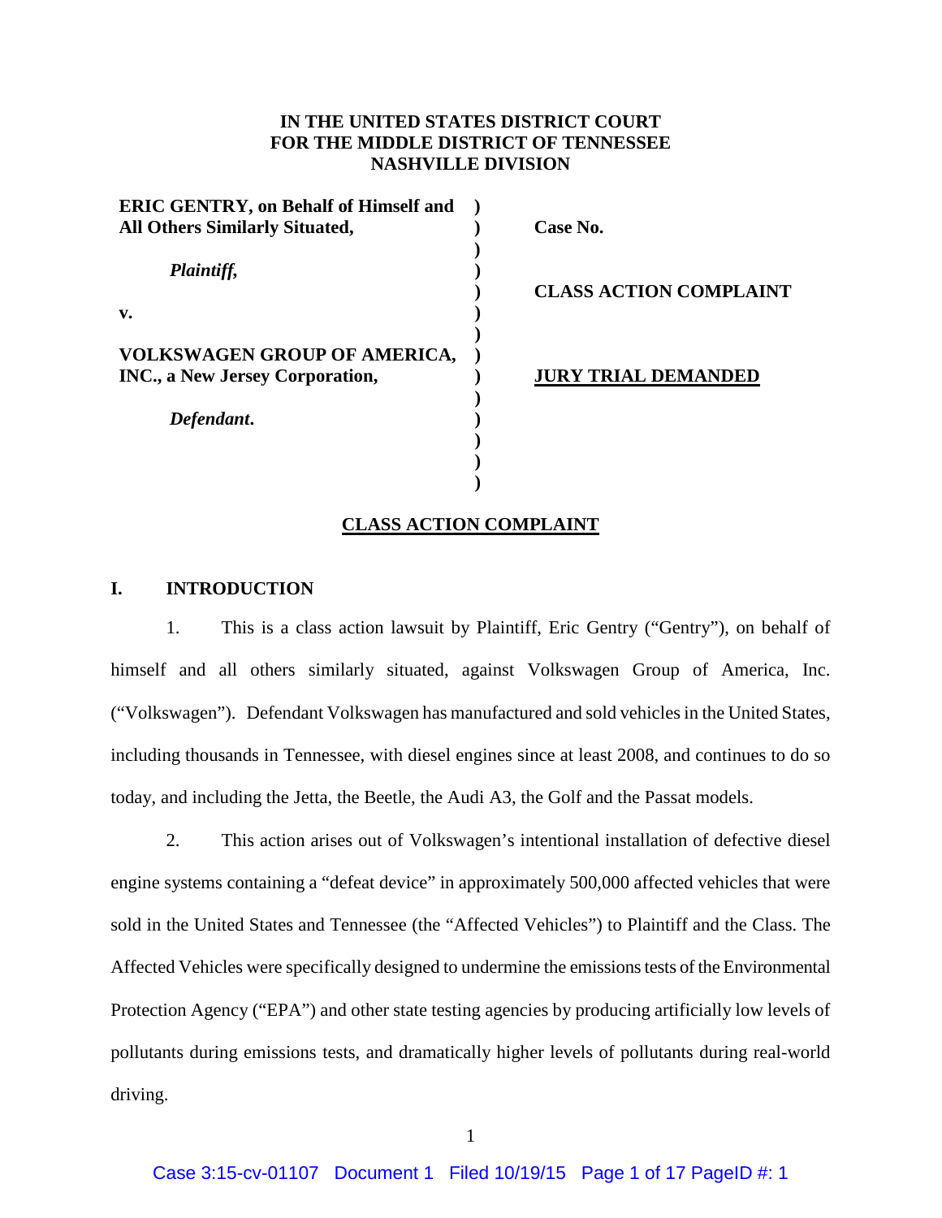**IN THE UNITED STATES DISTRICT COURT**
**FOR THE MIDDLE DISTRICT OF TENNESSEE**
**NASHVILLE DIVISION**

| | | |
|---|---|---|
| **ERIC GENTRY, on Behalf of Himself and All Others Similarly Situated,** | ) | **Case No.** |
| ***Plaintiff,*** | ) | **CLASS ACTION COMPLAINT** |
| **v.** | ) | |
| **VOLKSWAGEN GROUP OF AMERICA, INC., a New Jersey Corporation,** | ) | **JURY TRIAL DEMANDED** |
| ***Defendant.*** | ) | |

## CLASS ACTION COMPLAINT

### I. INTRODUCTION

1. This is a class action lawsuit by Plaintiff, Eric Gentry ("Gentry"), on behalf of himself and all others similarly situated, against Volkswagen Group of America, Inc. ("Volkswagen"). Defendant Volkswagen has manufactured and sold vehicles in the United States, including thousands in Tennessee, with diesel engines since at least 2008, and continues to do so today, and including the Jetta, the Beetle, the Audi A3, the Golf and the Passat models.

2. This action arises out of Volkswagen's intentional installation of defective diesel engine systems containing a "defeat device" in approximately 500,000 affected vehicles that were sold in the United States and Tennessee (the "Affected Vehicles") to Plaintiff and the Class. The Affected Vehicles were specifically designed to undermine the emissions tests of the Environmental Protection Agency ("EPA") and other state testing agencies by producing artificially low levels of pollutants during emissions tests, and dramatically higher levels of pollutants during real-world driving.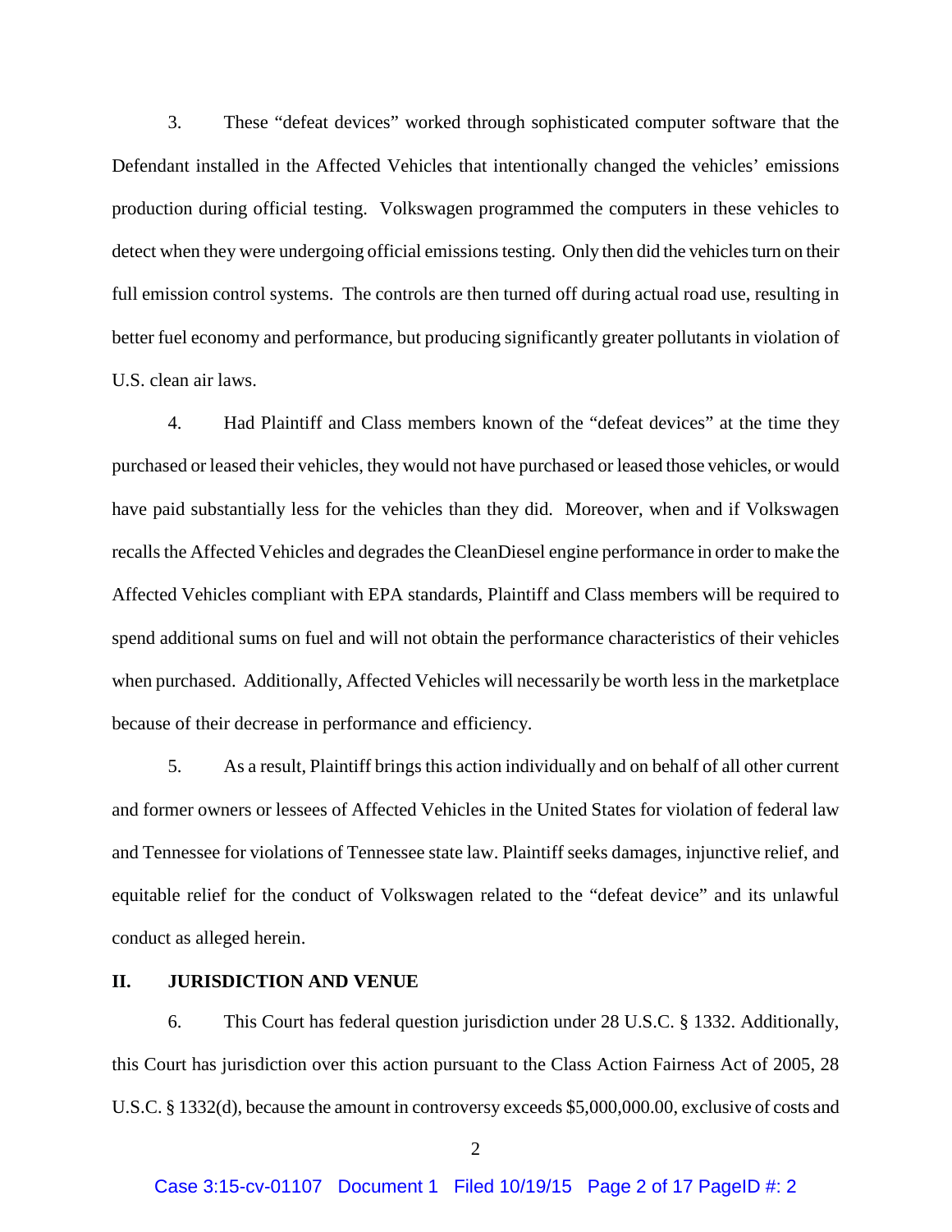3. These "defeat devices" worked through sophisticated computer software that the Defendant installed in the Affected Vehicles that intentionally changed the vehicles' emissions production during official testing. Volkswagen programmed the computers in these vehicles to detect when they were undergoing official emissions testing. Only then did the vehicles turn on their full emission control systems. The controls are then turned off during actual road use, resulting in better fuel economy and performance, but producing significantly greater pollutants in violation of U.S. clean air laws.

4. Had Plaintiff and Class members known of the "defeat devices" at the time they purchased or leased their vehicles, they would not have purchased or leased those vehicles, or would have paid substantially less for the vehicles than they did. Moreover, when and if Volkswagen recalls the Affected Vehicles and degrades the CleanDiesel engine performance in order to make the Affected Vehicles compliant with EPA standards, Plaintiff and Class members will be required to spend additional sums on fuel and will not obtain the performance characteristics of their vehicles when purchased. Additionally, Affected Vehicles will necessarily be worth less in the marketplace because of their decrease in performance and efficiency.

5. As a result, Plaintiff brings this action individually and on behalf of all other current and former owners or lessees of Affected Vehicles in the United States for violation of federal law and Tennessee for violations of Tennessee state law. Plaintiff seeks damages, injunctive relief, and equitable relief for the conduct of Volkswagen related to the "defeat device" and its unlawful conduct as alleged herein.

## II. JURISDICTION AND VENUE

6. This Court has federal question jurisdiction under 28 U.S.C. § 1332. Additionally, this Court has jurisdiction over this action pursuant to the Class Action Fairness Act of 2005, 28 U.S.C. § 1332(d), because the amount in controversy exceeds $5,000,000.00, exclusive of costs and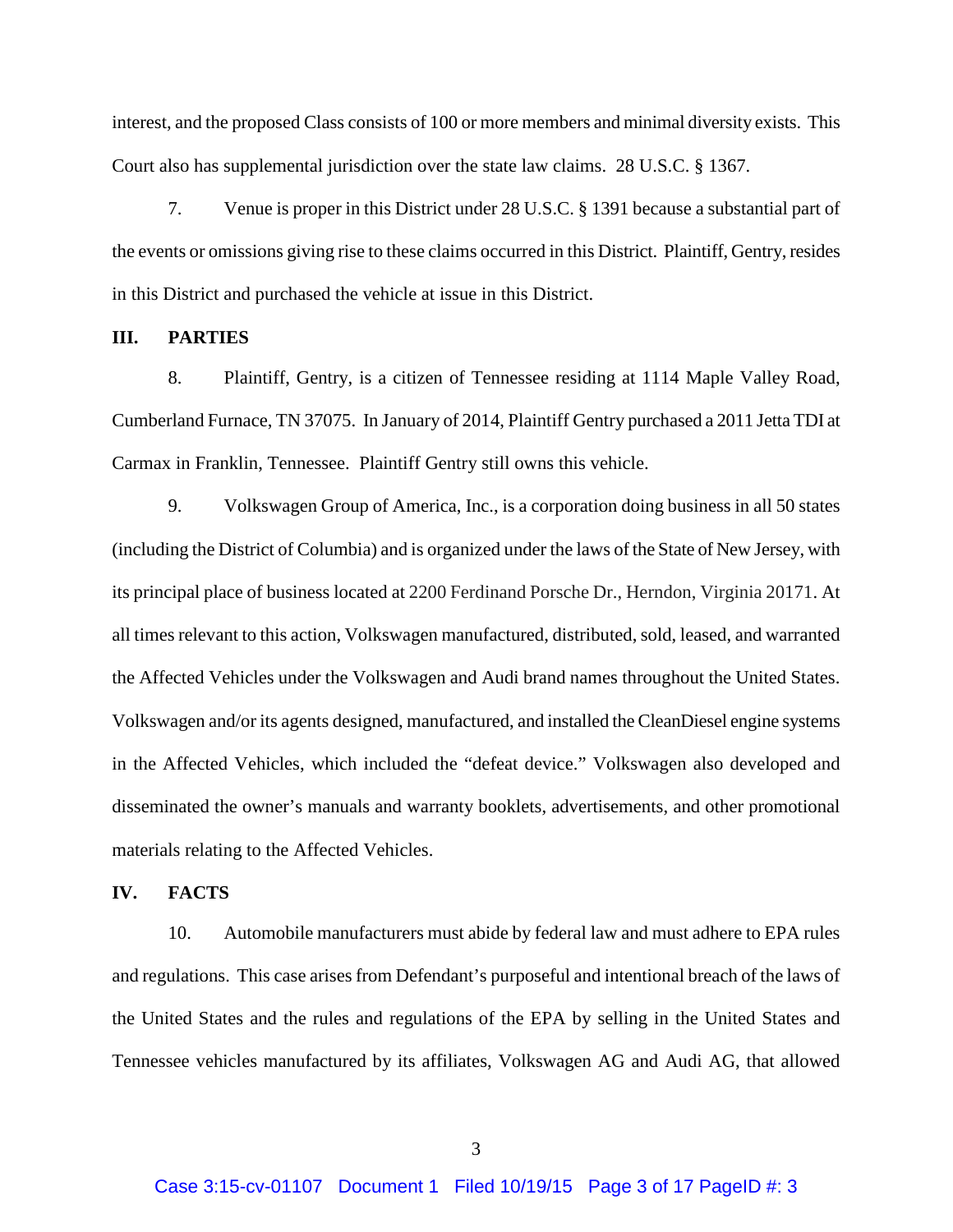interest, and the proposed Class consists of 100 or more members and minimal diversity exists. This Court also has supplemental jurisdiction over the state law claims. 28 U.S.C. § 1367.

7. Venue is proper in this District under 28 U.S.C. § 1391 because a substantial part of the events or omissions giving rise to these claims occurred in this District. Plaintiff, Gentry, resides in this District and purchased the vehicle at issue in this District.

## III. PARTIES

8. Plaintiff, Gentry, is a citizen of Tennessee residing at 1114 Maple Valley Road, Cumberland Furnace, TN 37075. In January of 2014, Plaintiff Gentry purchased a 2011 Jetta TDI at Carmax in Franklin, Tennessee. Plaintiff Gentry still owns this vehicle.

9. Volkswagen Group of America, Inc., is a corporation doing business in all 50 states (including the District of Columbia) and is organized under the laws of the State of New Jersey, with its principal place of business located at 2200 Ferdinand Porsche Dr., Herndon, Virginia 20171. At all times relevant to this action, Volkswagen manufactured, distributed, sold, leased, and warranted the Affected Vehicles under the Volkswagen and Audi brand names throughout the United States. Volkswagen and/or its agents designed, manufactured, and installed the CleanDiesel engine systems in the Affected Vehicles, which included the "defeat device." Volkswagen also developed and disseminated the owner's manuals and warranty booklets, advertisements, and other promotional materials relating to the Affected Vehicles.

## IV. FACTS

10. Automobile manufacturers must abide by federal law and must adhere to EPA rules and regulations. This case arises from Defendant's purposeful and intentional breach of the laws of the United States and the rules and regulations of the EPA by selling in the United States and Tennessee vehicles manufactured by its affiliates, Volkswagen AG and Audi AG, that allowed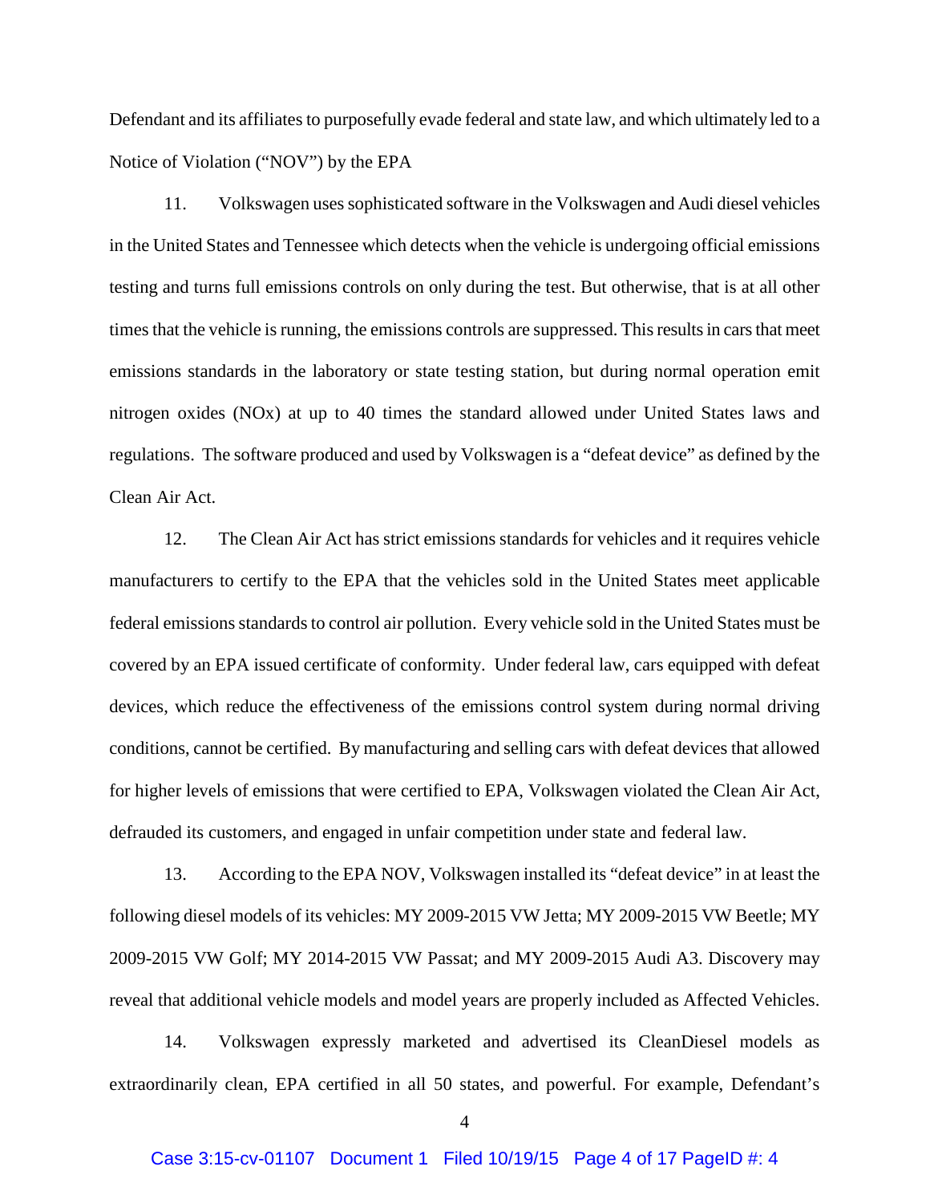Defendant and its affiliates to purposefully evade federal and state law, and which ultimately led to a Notice of Violation ("NOV") by the EPA

11. Volkswagen uses sophisticated software in the Volkswagen and Audi diesel vehicles in the United States and Tennessee which detects when the vehicle is undergoing official emissions testing and turns full emissions controls on only during the test. But otherwise, that is at all other times that the vehicle is running, the emissions controls are suppressed. This results in cars that meet emissions standards in the laboratory or state testing station, but during normal operation emit nitrogen oxides (NOx) at up to 40 times the standard allowed under United States laws and regulations. The software produced and used by Volkswagen is a "defeat device" as defined by the Clean Air Act.

12. The Clean Air Act has strict emissions standards for vehicles and it requires vehicle manufacturers to certify to the EPA that the vehicles sold in the United States meet applicable federal emissions standards to control air pollution. Every vehicle sold in the United States must be covered by an EPA issued certificate of conformity. Under federal law, cars equipped with defeat devices, which reduce the effectiveness of the emissions control system during normal driving conditions, cannot be certified. By manufacturing and selling cars with defeat devices that allowed for higher levels of emissions that were certified to EPA, Volkswagen violated the Clean Air Act, defrauded its customers, and engaged in unfair competition under state and federal law.

13. According to the EPA NOV, Volkswagen installed its "defeat device" in at least the following diesel models of its vehicles: MY 2009-2015 VW Jetta; MY 2009-2015 VW Beetle; MY 2009-2015 VW Golf; MY 2014-2015 VW Passat; and MY 2009-2015 Audi A3. Discovery may reveal that additional vehicle models and model years are properly included as Affected Vehicles.

14. Volkswagen expressly marketed and advertised its CleanDiesel models as extraordinarily clean, EPA certified in all 50 states, and powerful. For example, Defendant's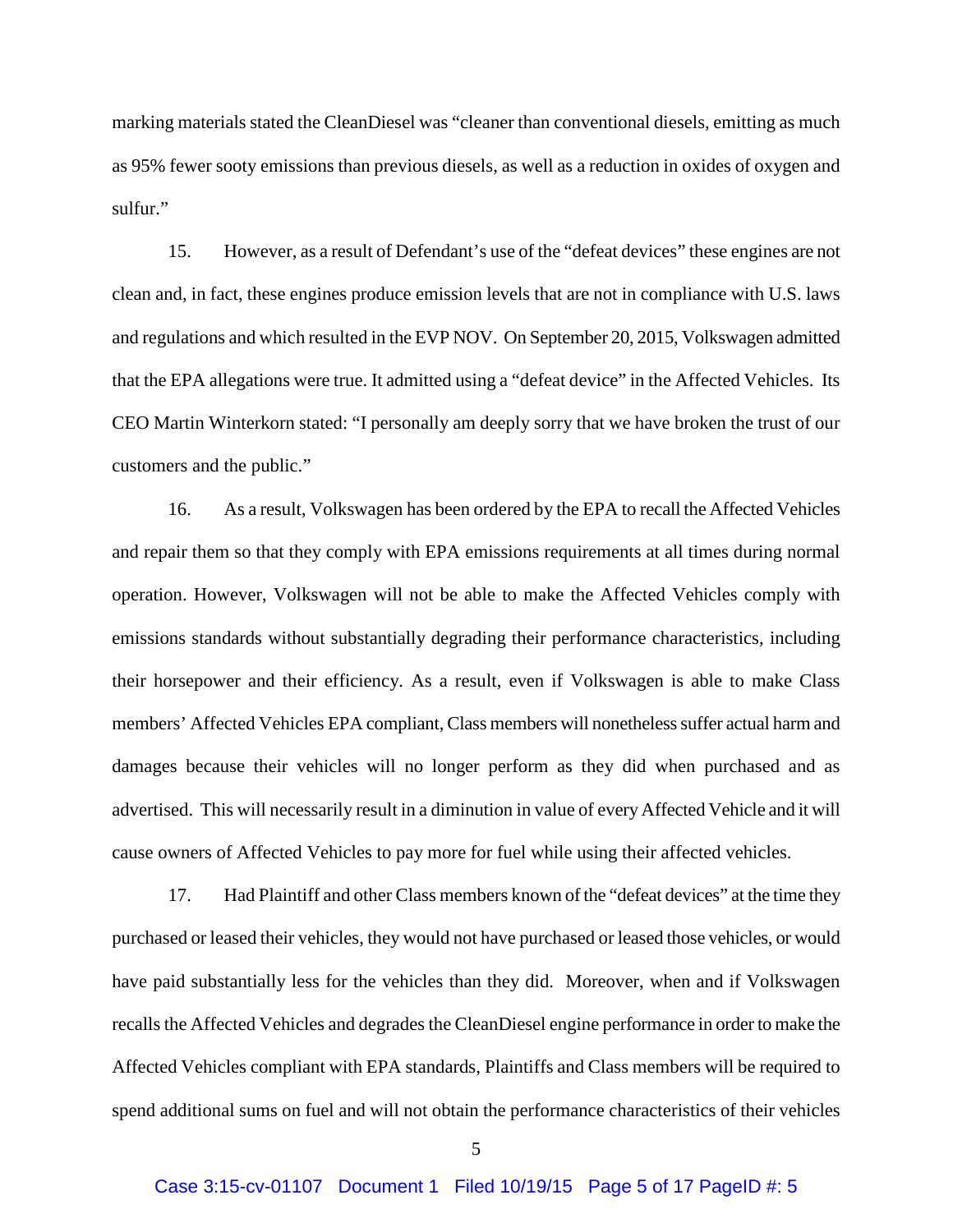marking materials stated the CleanDiesel was "cleaner than conventional diesels, emitting as much as 95% fewer sooty emissions than previous diesels, as well as a reduction in oxides of oxygen and sulfur."

15. However, as a result of Defendant's use of the "defeat devices" these engines are not clean and, in fact, these engines produce emission levels that are not in compliance with U.S. laws and regulations and which resulted in the EVP NOV. On September 20, 2015, Volkswagen admitted that the EPA allegations were true. It admitted using a "defeat device" in the Affected Vehicles. Its CEO Martin Winterkorn stated: "I personally am deeply sorry that we have broken the trust of our customers and the public."

16. As a result, Volkswagen has been ordered by the EPA to recall the Affected Vehicles and repair them so that they comply with EPA emissions requirements at all times during normal operation. However, Volkswagen will not be able to make the Affected Vehicles comply with emissions standards without substantially degrading their performance characteristics, including their horsepower and their efficiency. As a result, even if Volkswagen is able to make Class members' Affected Vehicles EPA compliant, Class members will nonetheless suffer actual harm and damages because their vehicles will no longer perform as they did when purchased and as advertised. This will necessarily result in a diminution in value of every Affected Vehicle and it will cause owners of Affected Vehicles to pay more for fuel while using their affected vehicles.

17. Had Plaintiff and other Class members known of the "defeat devices" at the time they purchased or leased their vehicles, they would not have purchased or leased those vehicles, or would have paid substantially less for the vehicles than they did. Moreover, when and if Volkswagen recalls the Affected Vehicles and degrades the CleanDiesel engine performance in order to make the Affected Vehicles compliant with EPA standards, Plaintiffs and Class members will be required to spend additional sums on fuel and will not obtain the performance characteristics of their vehicles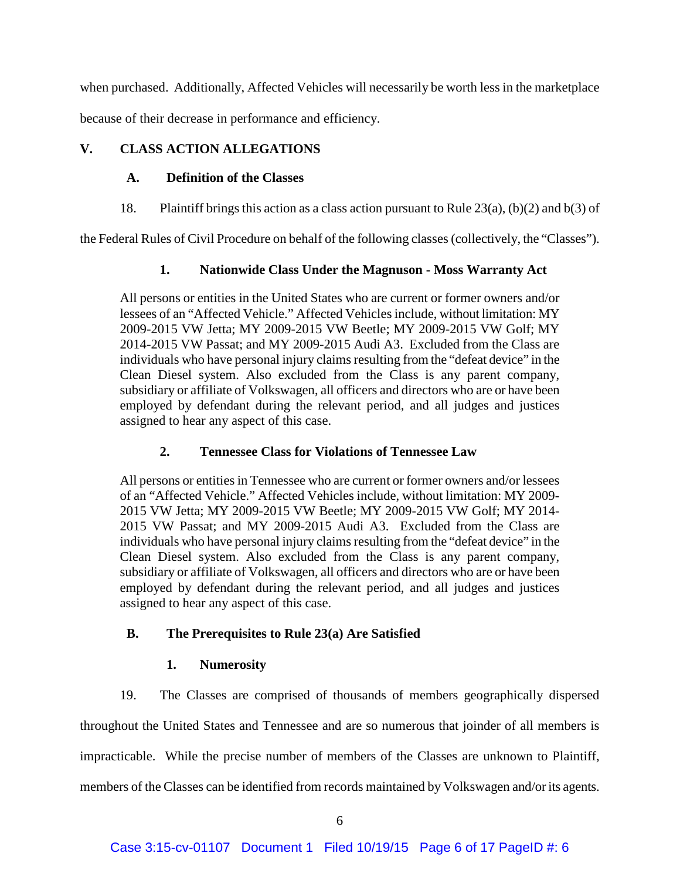when purchased. Additionally, Affected Vehicles will necessarily be worth less in the marketplace because of their decrease in performance and efficiency.

## V. CLASS ACTION ALLEGATIONS

### A. Definition of the Classes

18. Plaintiff brings this action as a class action pursuant to Rule 23(a), (b)(2) and b(3) of the Federal Rules of Civil Procedure on behalf of the following classes (collectively, the "Classes").

#### 1. Nationwide Class Under the Magnuson - Moss Warranty Act

> All persons or entities in the United States who are current or former owners and/or lessees of an "Affected Vehicle." Affected Vehicles include, without limitation: MY 2009-2015 VW Jetta; MY 2009-2015 VW Beetle; MY 2009-2015 VW Golf; MY 2014-2015 VW Passat; and MY 2009-2015 Audi A3. Excluded from the Class are individuals who have personal injury claims resulting from the "defeat device" in the Clean Diesel system. Also excluded from the Class is any parent company, subsidiary or affiliate of Volkswagen, all officers and directors who are or have been employed by defendant during the relevant period, and all judges and justices assigned to hear any aspect of this case.

#### 2. Tennessee Class for Violations of Tennessee Law

> All persons or entities in Tennessee who are current or former owners and/or lessees of an "Affected Vehicle." Affected Vehicles include, without limitation: MY 2009-2015 VW Jetta; MY 2009-2015 VW Beetle; MY 2009-2015 VW Golf; MY 2014-2015 VW Passat; and MY 2009-2015 Audi A3. Excluded from the Class are individuals who have personal injury claims resulting from the "defeat device" in the Clean Diesel system. Also excluded from the Class is any parent company, subsidiary or affiliate of Volkswagen, all officers and directors who are or have been employed by defendant during the relevant period, and all judges and justices assigned to hear any aspect of this case.

### B. The Prerequisites to Rule 23(a) Are Satisfied

#### 1. Numerosity

19. The Classes are comprised of thousands of members geographically dispersed throughout the United States and Tennessee and are so numerous that joinder of all members is impracticable. While the precise number of members of the Classes are unknown to Plaintiff, members of the Classes can be identified from records maintained by Volkswagen and/or its agents.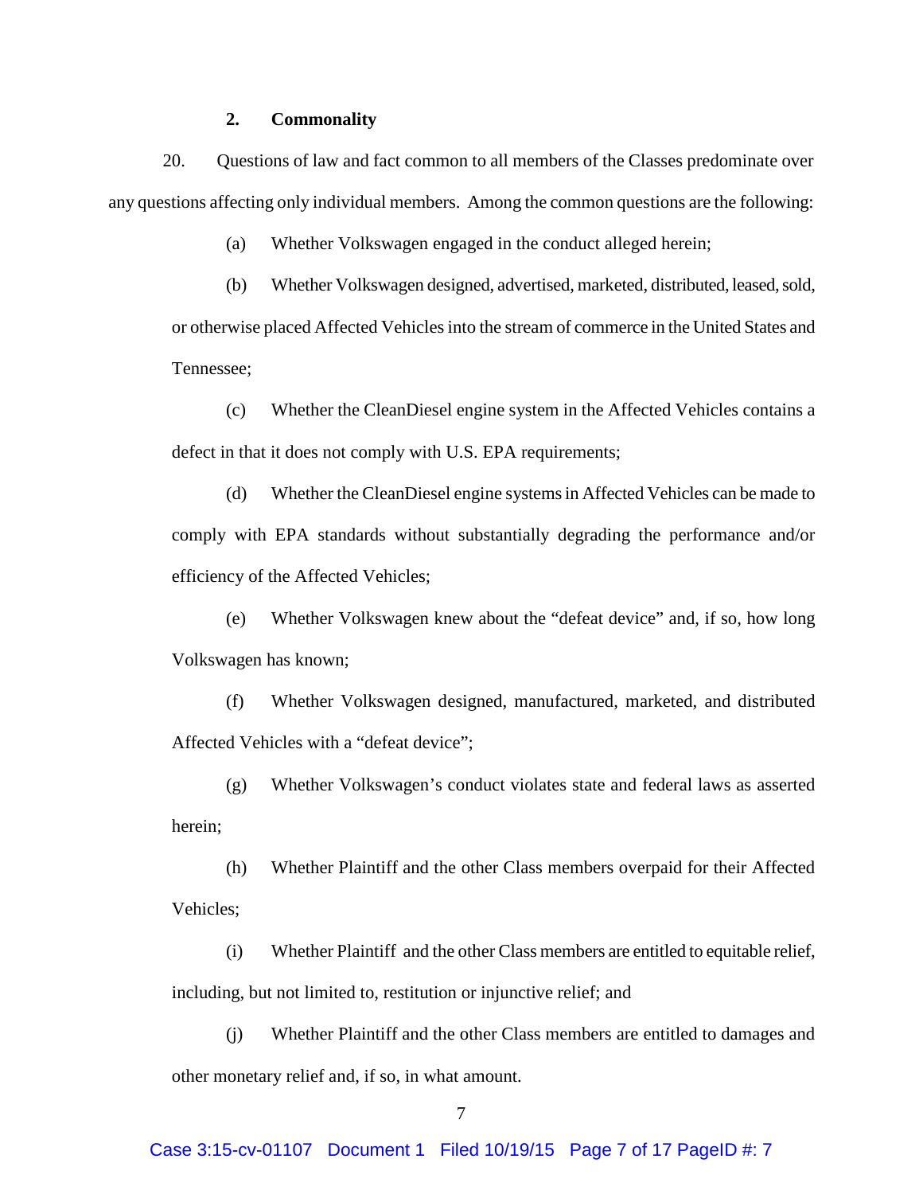### 2. Commonality

20. Questions of law and fact common to all members of the Classes predominate over any questions affecting only individual members. Among the common questions are the following:

(a) Whether Volkswagen engaged in the conduct alleged herein;

(b) Whether Volkswagen designed, advertised, marketed, distributed, leased, sold, or otherwise placed Affected Vehicles into the stream of commerce in the United States and Tennessee;

(c) Whether the CleanDiesel engine system in the Affected Vehicles contains a defect in that it does not comply with U.S. EPA requirements;

(d) Whether the CleanDiesel engine systems in Affected Vehicles can be made to comply with EPA standards without substantially degrading the performance and/or efficiency of the Affected Vehicles;

(e) Whether Volkswagen knew about the "defeat device" and, if so, how long Volkswagen has known;

(f) Whether Volkswagen designed, manufactured, marketed, and distributed Affected Vehicles with a "defeat device";

(g) Whether Volkswagen's conduct violates state and federal laws as asserted herein;

(h) Whether Plaintiff and the other Class members overpaid for their Affected Vehicles;

(i) Whether Plaintiff and the other Class members are entitled to equitable relief, including, but not limited to, restitution or injunctive relief; and

(j) Whether Plaintiff and the other Class members are entitled to damages and other monetary relief and, if so, in what amount.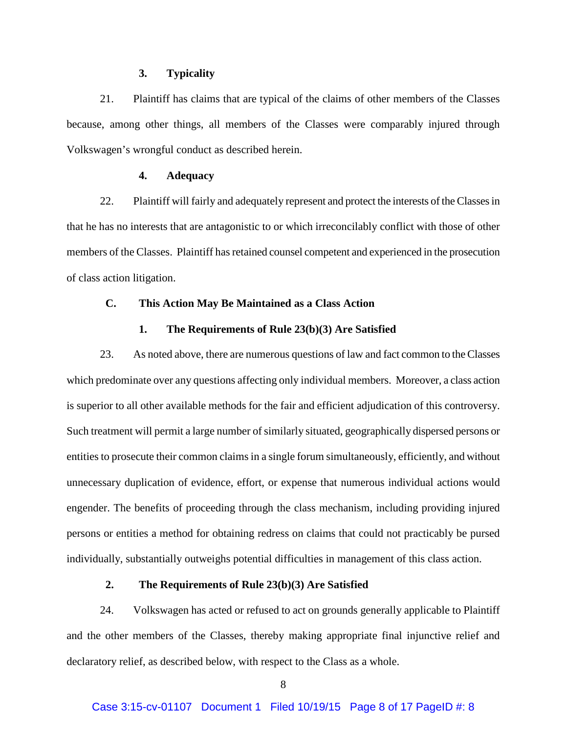### 3. Typicality

21. Plaintiff has claims that are typical of the claims of other members of the Classes because, among other things, all members of the Classes were comparably injured through Volkswagen's wrongful conduct as described herein.

### 4. Adequacy

22. Plaintiff will fairly and adequately represent and protect the interests of the Classes in that he has no interests that are antagonistic to or which irreconcilably conflict with those of other members of the Classes. Plaintiff has retained counsel competent and experienced in the prosecution of class action litigation.

## C. This Action May Be Maintained as a Class Action

### 1. The Requirements of Rule 23(b)(3) Are Satisfied

23. As noted above, there are numerous questions of law and fact common to the Classes which predominate over any questions affecting only individual members. Moreover, a class action is superior to all other available methods for the fair and efficient adjudication of this controversy. Such treatment will permit a large number of similarly situated, geographically dispersed persons or entities to prosecute their common claims in a single forum simultaneously, efficiently, and without unnecessary duplication of evidence, effort, or expense that numerous individual actions would engender. The benefits of proceeding through the class mechanism, including providing injured persons or entities a method for obtaining redress on claims that could not practicably be pursed individually, substantially outweighs potential difficulties in management of this class action.

### 2. The Requirements of Rule 23(b)(3) Are Satisfied

24. Volkswagen has acted or refused to act on grounds generally applicable to Plaintiff and the other members of the Classes, thereby making appropriate final injunctive relief and declaratory relief, as described below, with respect to the Class as a whole.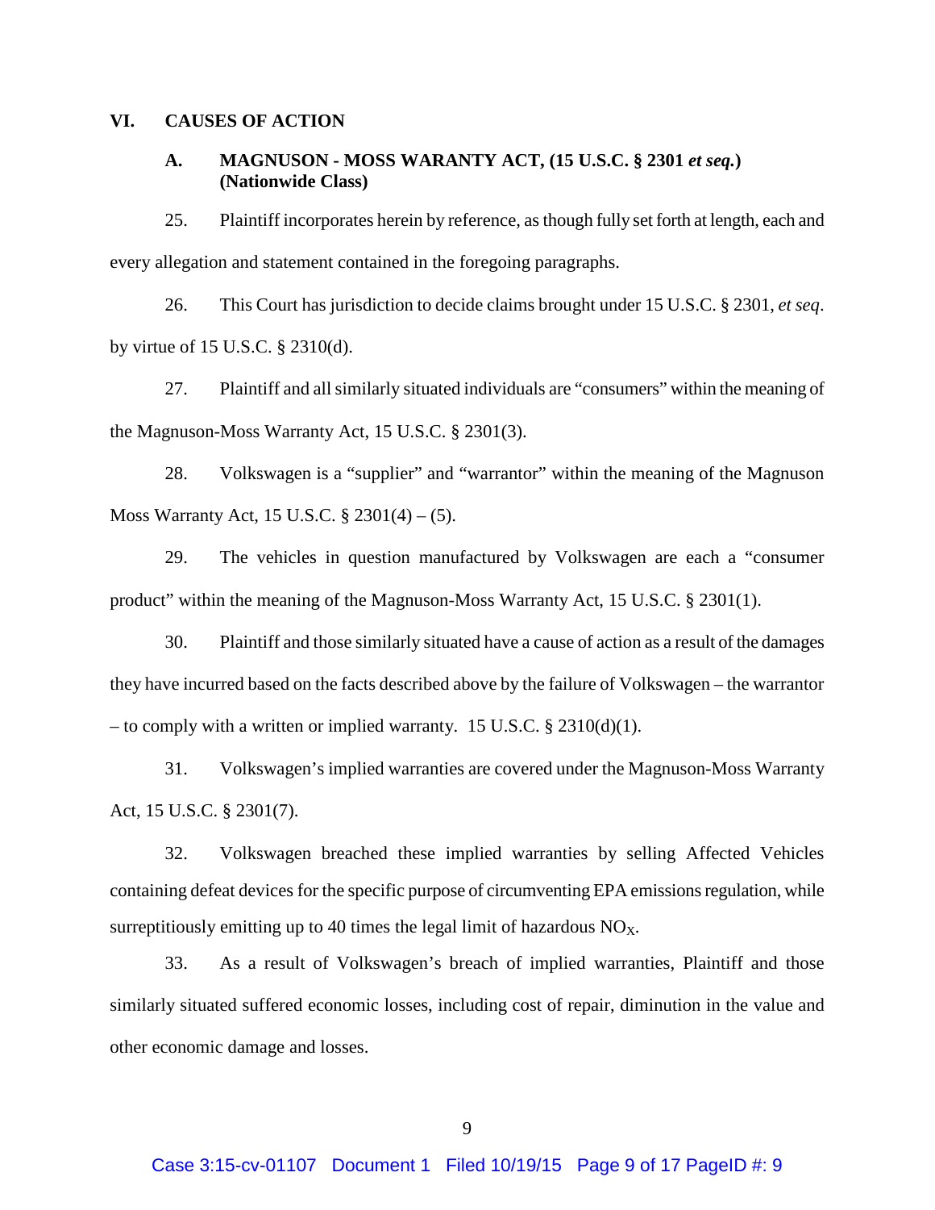## VI. CAUSES OF ACTION

### A. MAGNUSON - MOSS WARANTY ACT, (15 U.S.C. § 2301 *et seq.*) (Nationwide Class)

25. Plaintiff incorporates herein by reference, as though fully set forth at length, each and every allegation and statement contained in the foregoing paragraphs.

26. This Court has jurisdiction to decide claims brought under 15 U.S.C. § 2301, *et seq*. by virtue of 15 U.S.C. § 2310(d).

27. Plaintiff and all similarly situated individuals are "consumers" within the meaning of the Magnuson-Moss Warranty Act, 15 U.S.C. § 2301(3).

28. Volkswagen is a "supplier" and "warrantor" within the meaning of the Magnuson Moss Warranty Act, 15 U.S.C. § 2301(4) – (5).

29. The vehicles in question manufactured by Volkswagen are each a "consumer product" within the meaning of the Magnuson-Moss Warranty Act, 15 U.S.C. § 2301(1).

30. Plaintiff and those similarly situated have a cause of action as a result of the damages they have incurred based on the facts described above by the failure of Volkswagen – the warrantor – to comply with a written or implied warranty. 15 U.S.C. § 2310(d)(1).

31. Volkswagen's implied warranties are covered under the Magnuson-Moss Warranty Act, 15 U.S.C. § 2301(7).

32. Volkswagen breached these implied warranties by selling Affected Vehicles containing defeat devices for the specific purpose of circumventing EPA emissions regulation, while surreptitiously emitting up to 40 times the legal limit of hazardous $NO_X$.

33. As a result of Volkswagen's breach of implied warranties, Plaintiff and those similarly situated suffered economic losses, including cost of repair, diminution in the value and other economic damage and losses.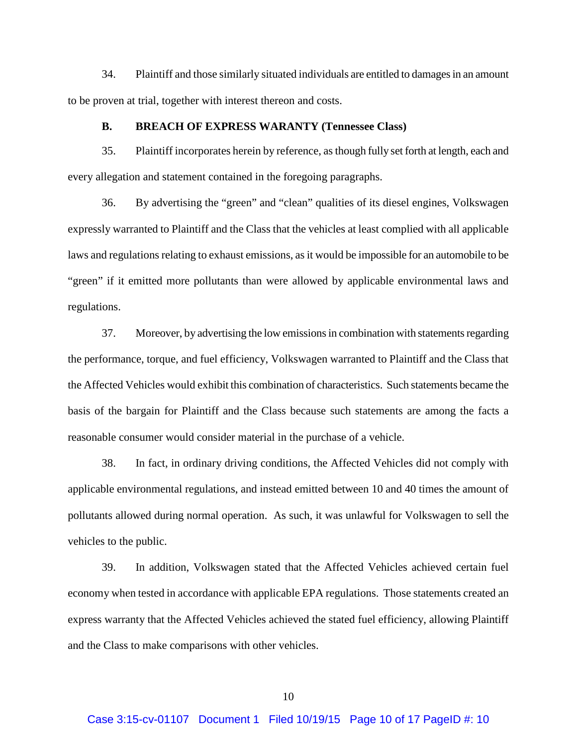34. Plaintiff and those similarly situated individuals are entitled to damages in an amount to be proven at trial, together with interest thereon and costs.

**B. BREACH OF EXPRESS WARANTY (Tennessee Class)**

35. Plaintiff incorporates herein by reference, as though fully set forth at length, each and every allegation and statement contained in the foregoing paragraphs.

36. By advertising the "green" and "clean" qualities of its diesel engines, Volkswagen expressly warranted to Plaintiff and the Class that the vehicles at least complied with all applicable laws and regulations relating to exhaust emissions, as it would be impossible for an automobile to be "green" if it emitted more pollutants than were allowed by applicable environmental laws and regulations.

37. Moreover, by advertising the low emissions in combination with statements regarding the performance, torque, and fuel efficiency, Volkswagen warranted to Plaintiff and the Class that the Affected Vehicles would exhibit this combination of characteristics. Such statements became the basis of the bargain for Plaintiff and the Class because such statements are among the facts a reasonable consumer would consider material in the purchase of a vehicle.

38. In fact, in ordinary driving conditions, the Affected Vehicles did not comply with applicable environmental regulations, and instead emitted between 10 and 40 times the amount of pollutants allowed during normal operation. As such, it was unlawful for Volkswagen to sell the vehicles to the public.

39. In addition, Volkswagen stated that the Affected Vehicles achieved certain fuel economy when tested in accordance with applicable EPA regulations. Those statements created an express warranty that the Affected Vehicles achieved the stated fuel efficiency, allowing Plaintiff and the Class to make comparisons with other vehicles.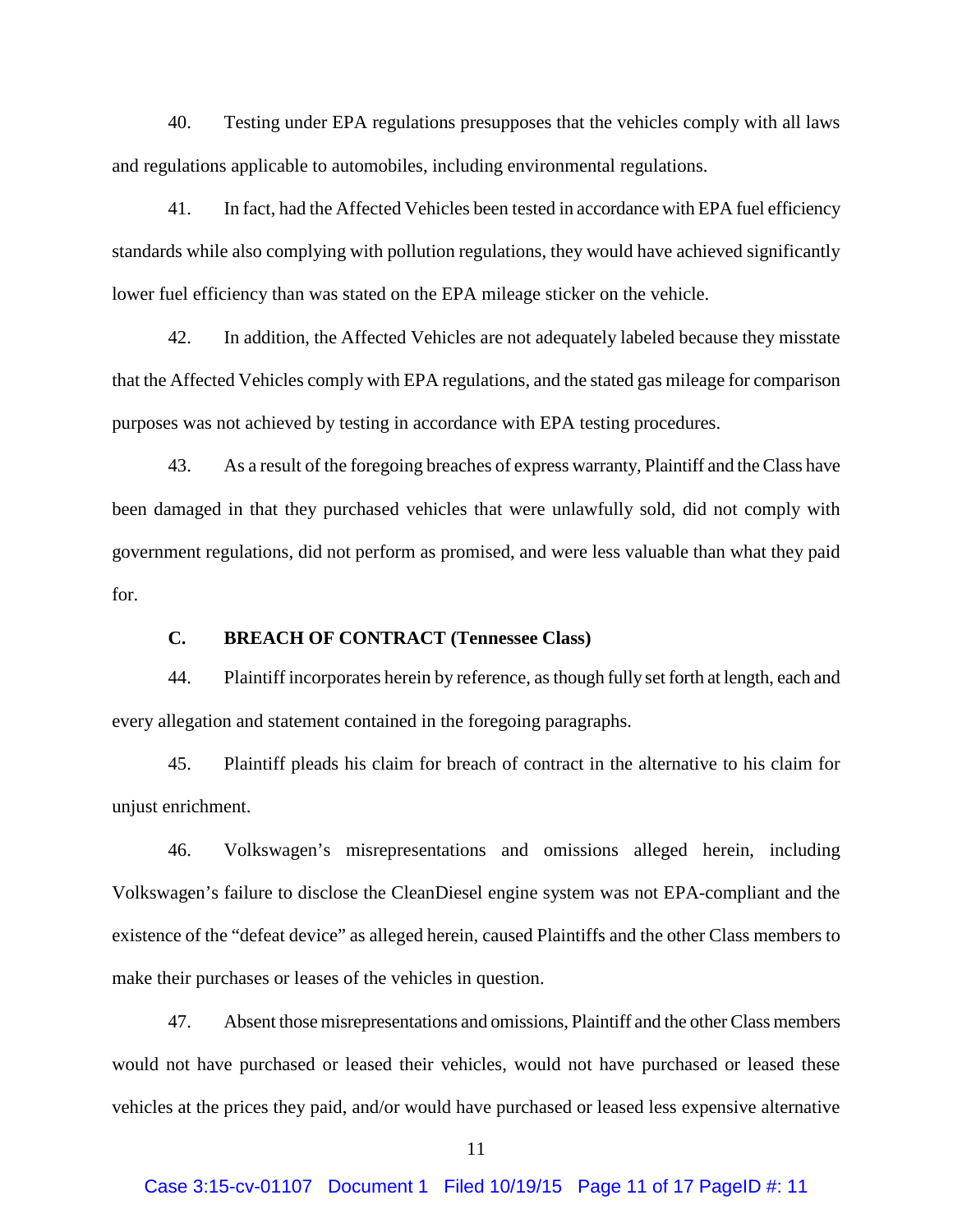40. Testing under EPA regulations presupposes that the vehicles comply with all laws and regulations applicable to automobiles, including environmental regulations.

41. In fact, had the Affected Vehicles been tested in accordance with EPA fuel efficiency standards while also complying with pollution regulations, they would have achieved significantly lower fuel efficiency than was stated on the EPA mileage sticker on the vehicle.

42. In addition, the Affected Vehicles are not adequately labeled because they misstate that the Affected Vehicles comply with EPA regulations, and the stated gas mileage for comparison purposes was not achieved by testing in accordance with EPA testing procedures.

43. As a result of the foregoing breaches of express warranty, Plaintiff and the Class have been damaged in that they purchased vehicles that were unlawfully sold, did not comply with government regulations, did not perform as promised, and were less valuable than what they paid for.

### C. BREACH OF CONTRACT (Tennessee Class)

44. Plaintiff incorporates herein by reference, as though fully set forth at length, each and every allegation and statement contained in the foregoing paragraphs.

45. Plaintiff pleads his claim for breach of contract in the alternative to his claim for unjust enrichment.

46. Volkswagen's misrepresentations and omissions alleged herein, including Volkswagen's failure to disclose the CleanDiesel engine system was not EPA-compliant and the existence of the "defeat device" as alleged herein, caused Plaintiffs and the other Class members to make their purchases or leases of the vehicles in question.

47. Absent those misrepresentations and omissions, Plaintiff and the other Class members would not have purchased or leased their vehicles, would not have purchased or leased these vehicles at the prices they paid, and/or would have purchased or leased less expensive alternative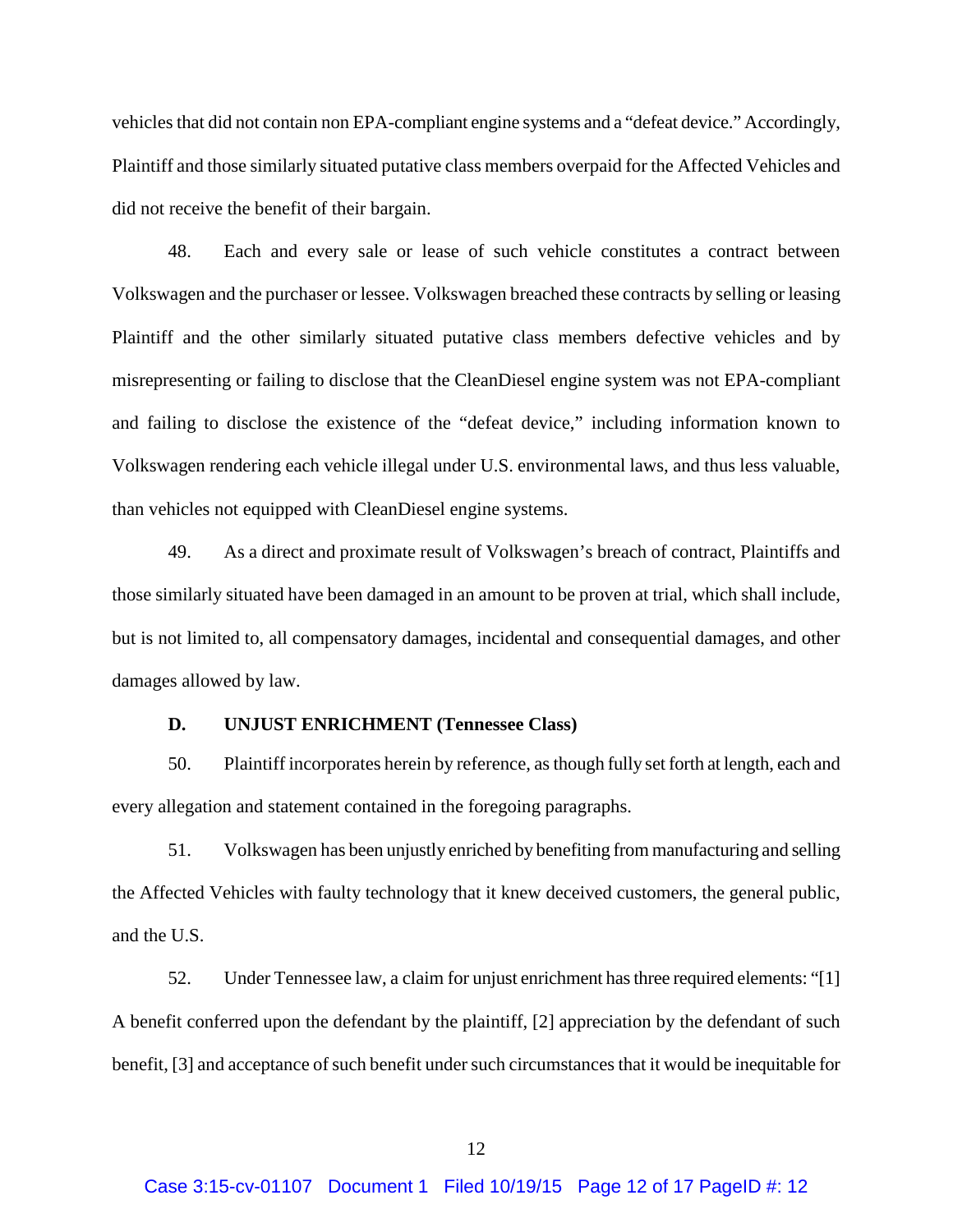vehicles that did not contain non EPA-compliant engine systems and a "defeat device." Accordingly, Plaintiff and those similarly situated putative class members overpaid for the Affected Vehicles and did not receive the benefit of their bargain.

48. Each and every sale or lease of such vehicle constitutes a contract between Volkswagen and the purchaser or lessee. Volkswagen breached these contracts by selling or leasing Plaintiff and the other similarly situated putative class members defective vehicles and by misrepresenting or failing to disclose that the CleanDiesel engine system was not EPA-compliant and failing to disclose the existence of the "defeat device," including information known to Volkswagen rendering each vehicle illegal under U.S. environmental laws, and thus less valuable, than vehicles not equipped with CleanDiesel engine systems.

49. As a direct and proximate result of Volkswagen's breach of contract, Plaintiffs and those similarly situated have been damaged in an amount to be proven at trial, which shall include, but is not limited to, all compensatory damages, incidental and consequential damages, and other damages allowed by law.

### D. UNJUST ENRICHMENT (Tennessee Class)

50. Plaintiff incorporates herein by reference, as though fully set forth at length, each and every allegation and statement contained in the foregoing paragraphs.

51. Volkswagen has been unjustly enriched by benefiting from manufacturing and selling the Affected Vehicles with faulty technology that it knew deceived customers, the general public, and the U.S.

52. Under Tennessee law, a claim for unjust enrichment has three required elements: "[1] A benefit conferred upon the defendant by the plaintiff, [2] appreciation by the defendant of such benefit, [3] and acceptance of such benefit under such circumstances that it would be inequitable for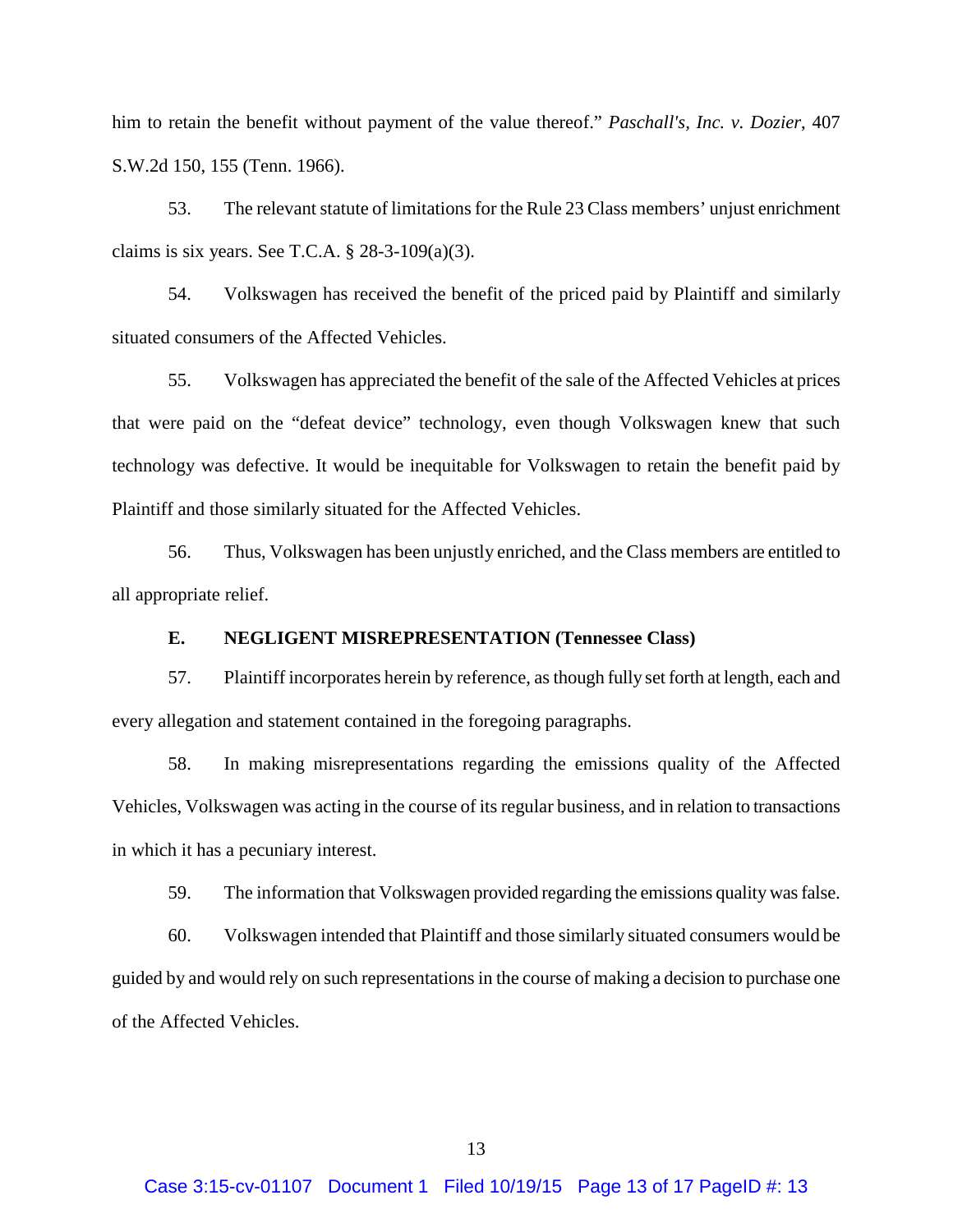him to retain the benefit without payment of the value thereof." *Paschall's, Inc. v. Dozier*, 407 S.W.2d 150, 155 (Tenn. 1966).

53. The relevant statute of limitations for the Rule 23 Class members' unjust enrichment claims is six years. See T.C.A. § 28-3-109(a)(3).

54. Volkswagen has received the benefit of the priced paid by Plaintiff and similarly situated consumers of the Affected Vehicles.

55. Volkswagen has appreciated the benefit of the sale of the Affected Vehicles at prices that were paid on the "defeat device" technology, even though Volkswagen knew that such technology was defective. It would be inequitable for Volkswagen to retain the benefit paid by Plaintiff and those similarly situated for the Affected Vehicles.

56. Thus, Volkswagen has been unjustly enriched, and the Class members are entitled to all appropriate relief.

**E. NEGLIGENT MISREPRESENTATION (Tennessee Class)**

57. Plaintiff incorporates herein by reference, as though fully set forth at length, each and every allegation and statement contained in the foregoing paragraphs.

58. In making misrepresentations regarding the emissions quality of the Affected Vehicles, Volkswagen was acting in the course of its regular business, and in relation to transactions in which it has a pecuniary interest.

59. The information that Volkswagen provided regarding the emissions quality was false.

60. Volkswagen intended that Plaintiff and those similarly situated consumers would be guided by and would rely on such representations in the course of making a decision to purchase one of the Affected Vehicles.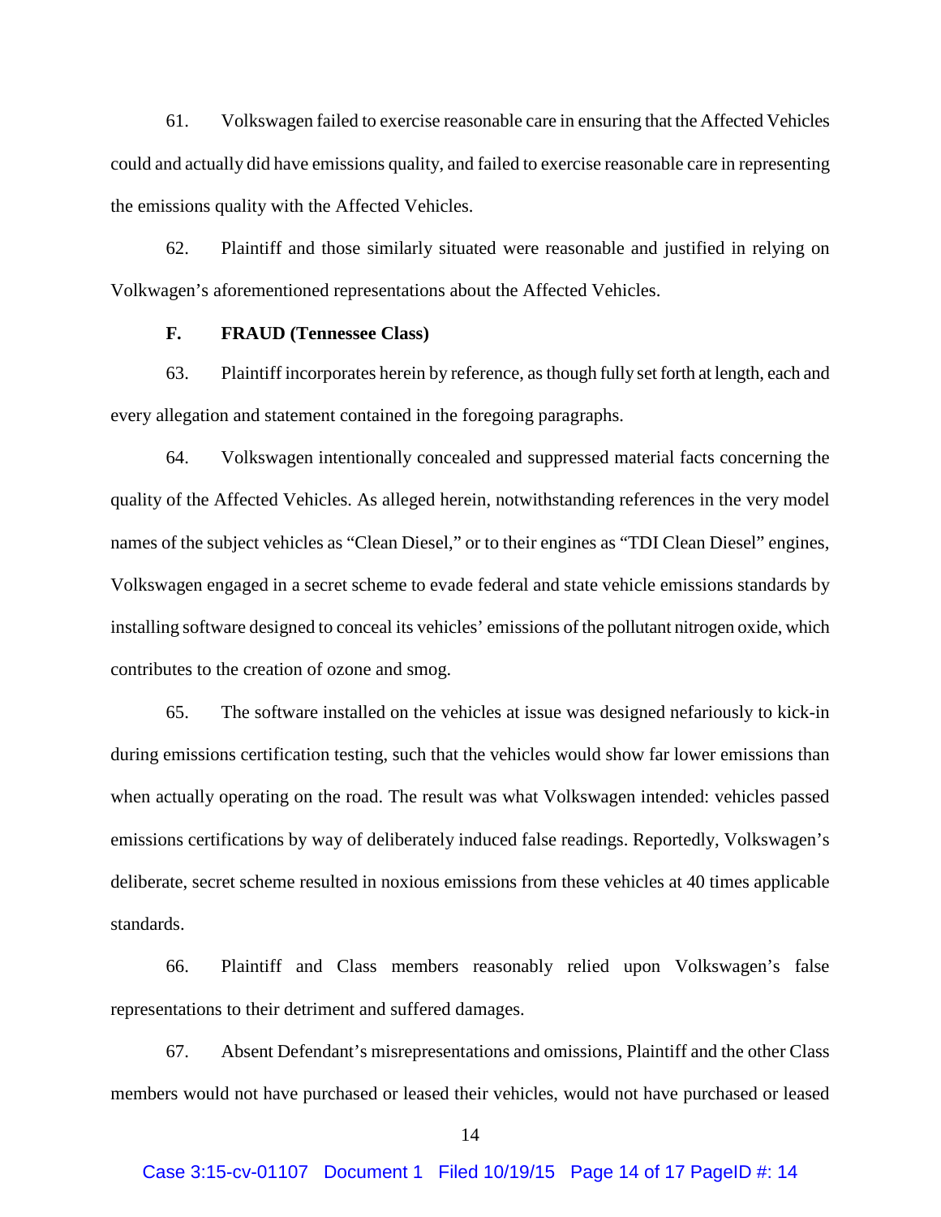61. Volkswagen failed to exercise reasonable care in ensuring that the Affected Vehicles could and actually did have emissions quality, and failed to exercise reasonable care in representing the emissions quality with the Affected Vehicles.

62. Plaintiff and those similarly situated were reasonable and justified in relying on Volkwagen's aforementioned representations about the Affected Vehicles.

**F. FRAUD (Tennessee Class)**

63. Plaintiff incorporates herein by reference, as though fully set forth at length, each and every allegation and statement contained in the foregoing paragraphs.

64. Volkswagen intentionally concealed and suppressed material facts concerning the quality of the Affected Vehicles. As alleged herein, notwithstanding references in the very model names of the subject vehicles as "Clean Diesel," or to their engines as "TDI Clean Diesel" engines, Volkswagen engaged in a secret scheme to evade federal and state vehicle emissions standards by installing software designed to conceal its vehicles' emissions of the pollutant nitrogen oxide, which contributes to the creation of ozone and smog.

65. The software installed on the vehicles at issue was designed nefariously to kick-in during emissions certification testing, such that the vehicles would show far lower emissions than when actually operating on the road. The result was what Volkswagen intended: vehicles passed emissions certifications by way of deliberately induced false readings. Reportedly, Volkswagen's deliberate, secret scheme resulted in noxious emissions from these vehicles at 40 times applicable standards.

66. Plaintiff and Class members reasonably relied upon Volkswagen's false representations to their detriment and suffered damages.

67. Absent Defendant's misrepresentations and omissions, Plaintiff and the other Class members would not have purchased or leased their vehicles, would not have purchased or leased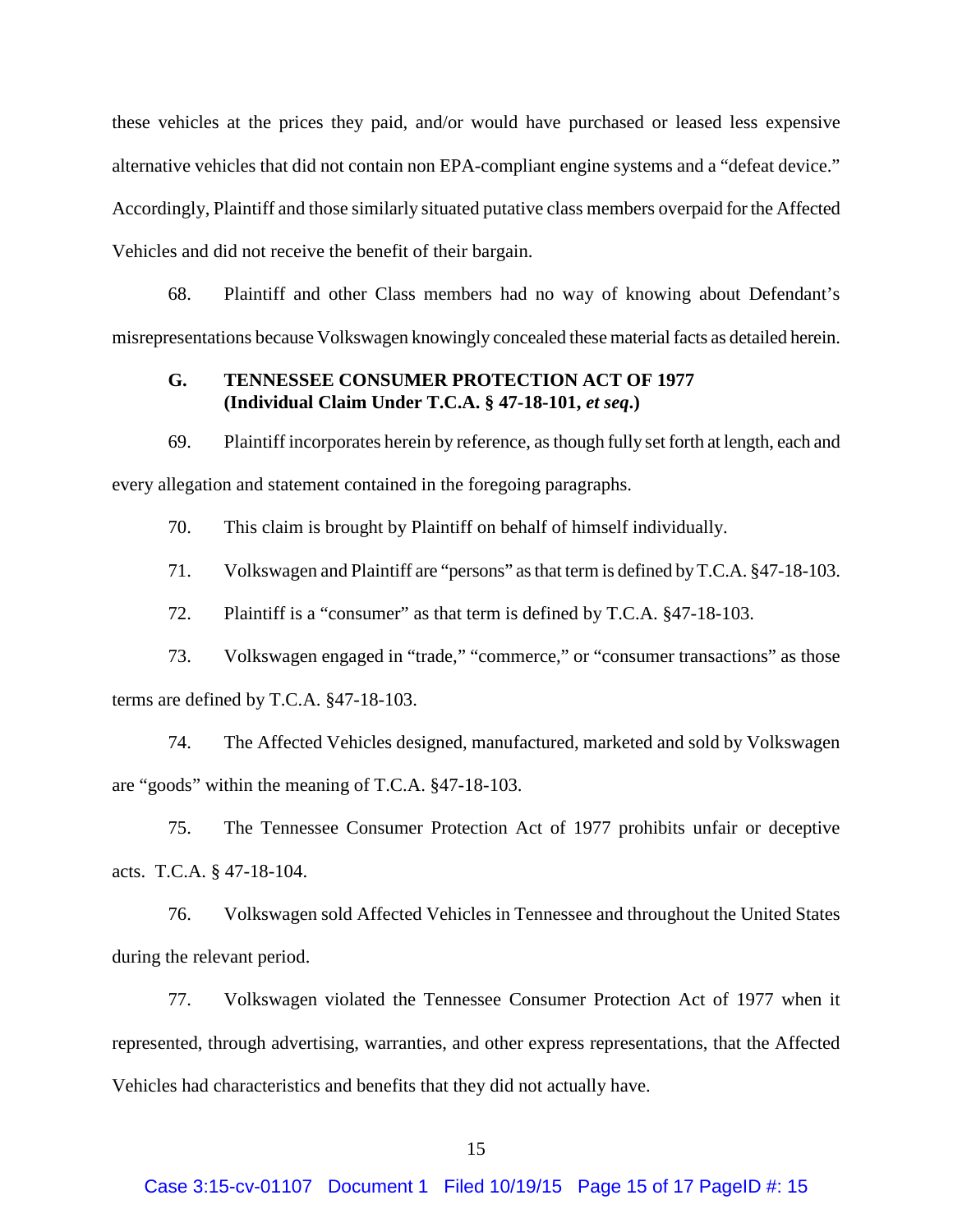these vehicles at the prices they paid, and/or would have purchased or leased less expensive alternative vehicles that did not contain non EPA-compliant engine systems and a "defeat device." Accordingly, Plaintiff and those similarly situated putative class members overpaid for the Affected Vehicles and did not receive the benefit of their bargain.

68. Plaintiff and other Class members had no way of knowing about Defendant's misrepresentations because Volkswagen knowingly concealed these material facts as detailed herein.

### G. TENNESSEE CONSUMER PROTECTION ACT OF 1977 (Individual Claim Under T.C.A. § 47-18-101, *et seq*.)

69. Plaintiff incorporates herein by reference, as though fully set forth at length, each and every allegation and statement contained in the foregoing paragraphs.

70. This claim is brought by Plaintiff on behalf of himself individually.

71. Volkswagen and Plaintiff are "persons" as that term is defined by T.C.A. §47-18-103.

72. Plaintiff is a "consumer" as that term is defined by T.C.A. §47-18-103.

73. Volkswagen engaged in "trade," "commerce," or "consumer transactions" as those terms are defined by T.C.A. §47-18-103.

74. The Affected Vehicles designed, manufactured, marketed and sold by Volkswagen are "goods" within the meaning of T.C.A. §47-18-103.

75. The Tennessee Consumer Protection Act of 1977 prohibits unfair or deceptive acts. T.C.A. § 47-18-104.

76. Volkswagen sold Affected Vehicles in Tennessee and throughout the United States during the relevant period.

77. Volkswagen violated the Tennessee Consumer Protection Act of 1977 when it represented, through advertising, warranties, and other express representations, that the Affected Vehicles had characteristics and benefits that they did not actually have.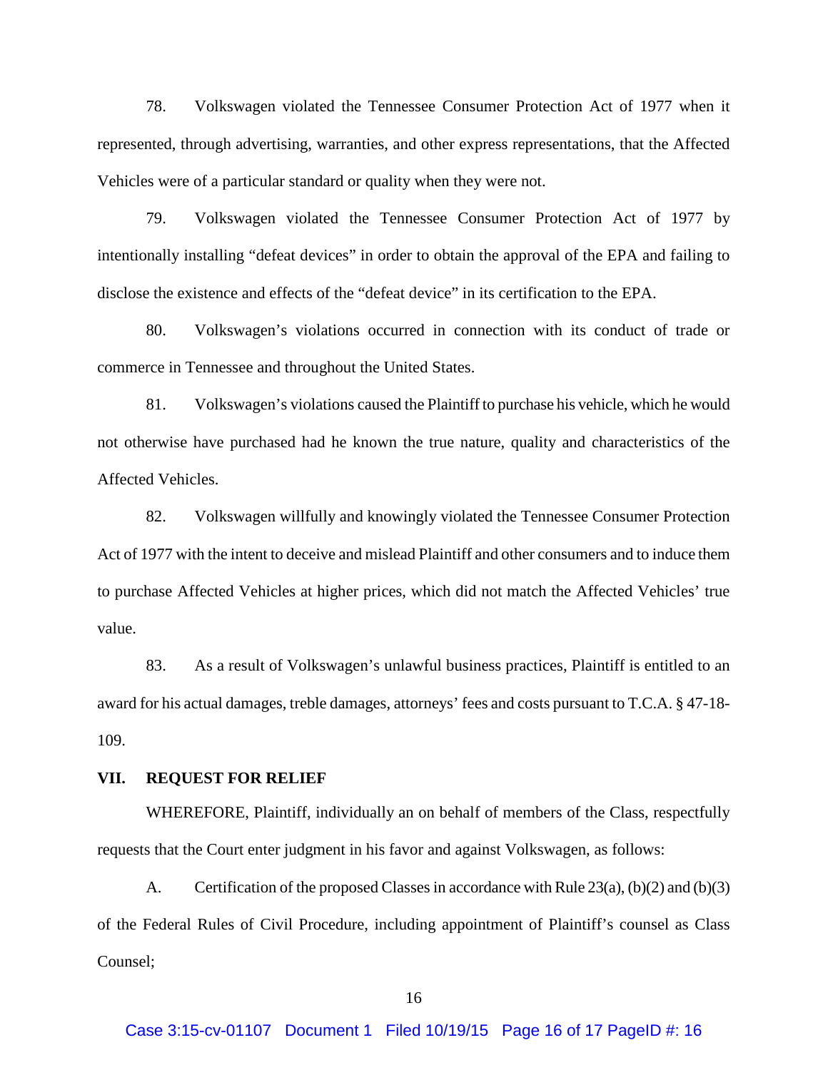78. Volkswagen violated the Tennessee Consumer Protection Act of 1977 when it represented, through advertising, warranties, and other express representations, that the Affected Vehicles were of a particular standard or quality when they were not.

79. Volkswagen violated the Tennessee Consumer Protection Act of 1977 by intentionally installing "defeat devices" in order to obtain the approval of the EPA and failing to disclose the existence and effects of the "defeat device" in its certification to the EPA.

80. Volkswagen's violations occurred in connection with its conduct of trade or commerce in Tennessee and throughout the United States.

81. Volkswagen's violations caused the Plaintiff to purchase his vehicle, which he would not otherwise have purchased had he known the true nature, quality and characteristics of the Affected Vehicles.

82. Volkswagen willfully and knowingly violated the Tennessee Consumer Protection Act of 1977 with the intent to deceive and mislead Plaintiff and other consumers and to induce them to purchase Affected Vehicles at higher prices, which did not match the Affected Vehicles' true value.

83. As a result of Volkswagen's unlawful business practices, Plaintiff is entitled to an award for his actual damages, treble damages, attorneys' fees and costs pursuant to T.C.A. § 47-18-109.

## VII. REQUEST FOR RELIEF

WHEREFORE, Plaintiff, individually an on behalf of members of the Class, respectfully requests that the Court enter judgment in his favor and against Volkswagen, as follows:

A. Certification of the proposed Classes in accordance with Rule 23(a), (b)(2) and (b)(3) of the Federal Rules of Civil Procedure, including appointment of Plaintiff's counsel as Class Counsel;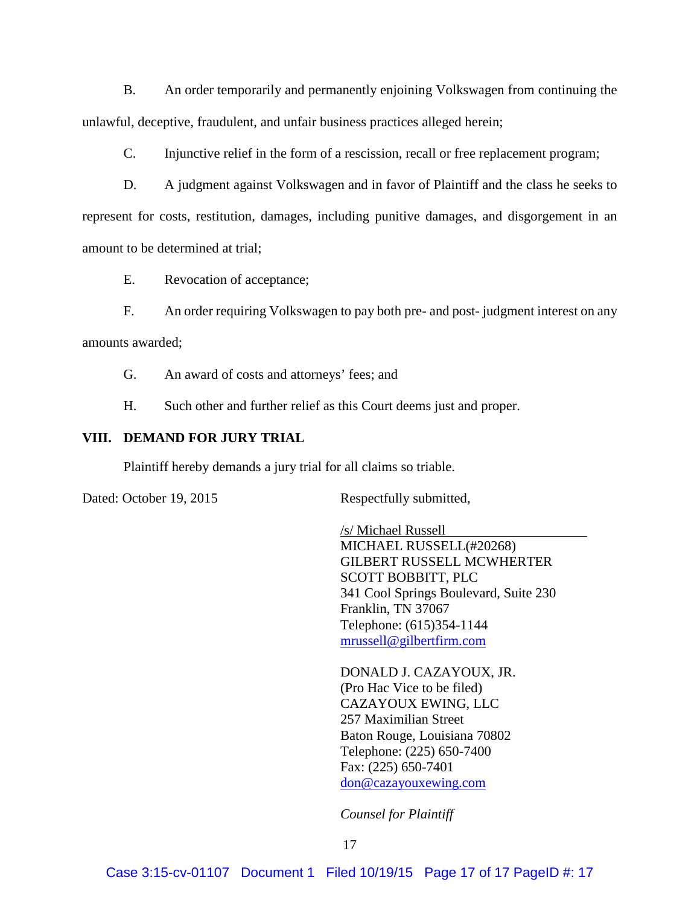B. An order temporarily and permanently enjoining Volkswagen from continuing the unlawful, deceptive, fraudulent, and unfair business practices alleged herein;

C. Injunctive relief in the form of a rescission, recall or free replacement program;

D. A judgment against Volkswagen and in favor of Plaintiff and the class he seeks to represent for costs, restitution, damages, including punitive damages, and disgorgement in an amount to be determined at trial;

E. Revocation of acceptance;

F. An order requiring Volkswagen to pay both pre- and post- judgment interest on any amounts awarded;

G. An award of costs and attorneys' fees; and

H. Such other and further relief as this Court deems just and proper.

## VIII. DEMAND FOR JURY TRIAL

Plaintiff hereby demands a jury trial for all claims so triable.

Dated: October 19, 2015

Respectfully submitted,

/s/ Michael Russell
MICHAEL RUSSELL(#20268)
GILBERT RUSSELL MCWHERTER
SCOTT BOBBITT, PLC
341 Cool Springs Boulevard, Suite 230
Franklin, TN 37067
Telephone: (615)354-1144
mrussell@gilbertfirm.com

DONALD J. CAZAYOUX, JR.
(Pro Hac Vice to be filed)
CAZAYOUX EWING, LLC
257 Maximilian Street
Baton Rouge, Louisiana 70802
Telephone: (225) 650-7400
Fax: (225) 650-7401
don@cazayouxewing.com

*Counsel for Plaintiff*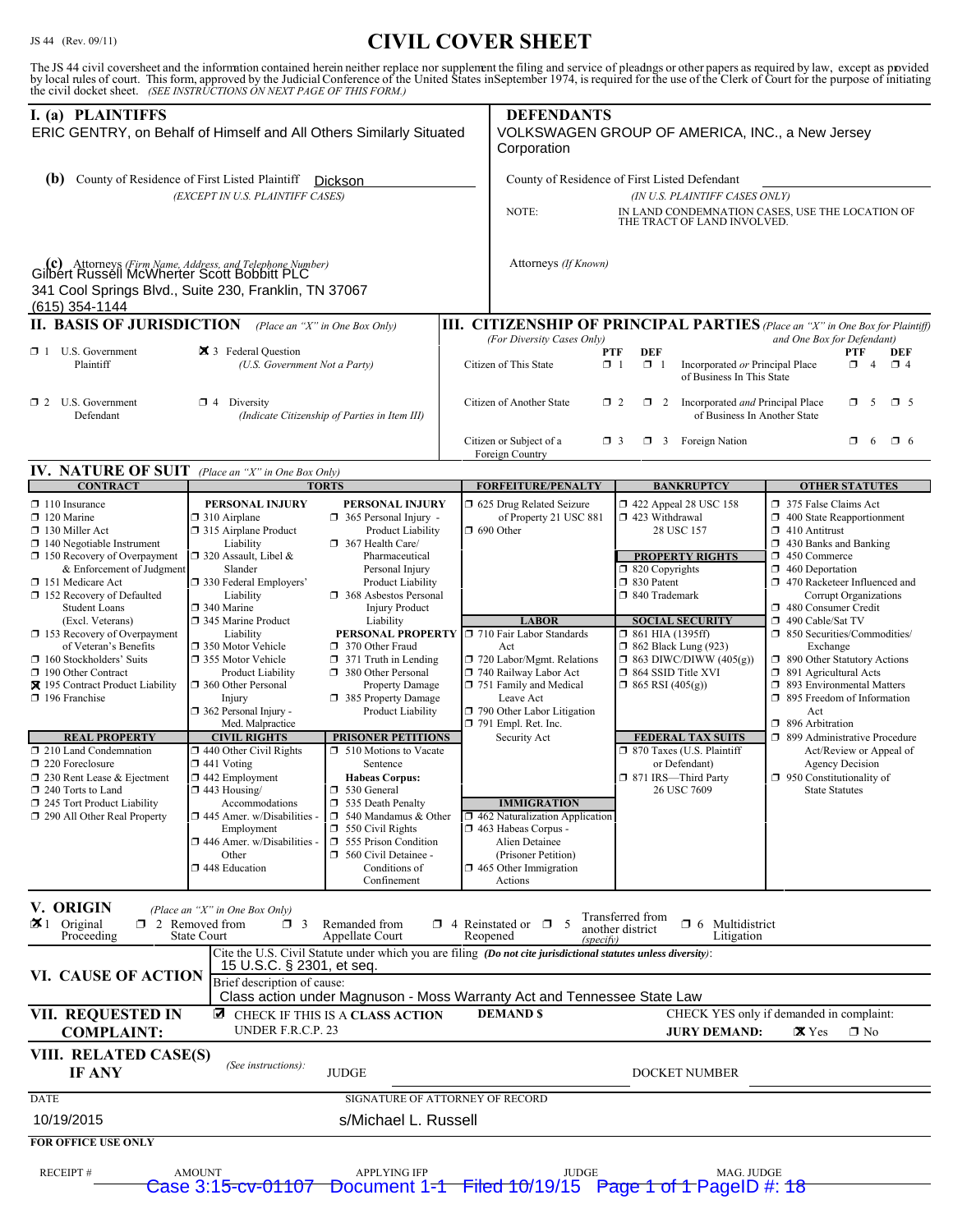JS 44 (Rev. 09/11)

# CIVIL COVER SHEET

The JS 44 civil coversheet and the information contained herein neither replace nor supplement the filing and service of pleadings or other papers as required by law, except as provided by local rules of court. This form, approved by the Judicial Conference of the United States in September 1974, is required for the use of the Clerk of Court for the purpose of initiating the civil docket sheet. *(SEE INSTRUCTIONS ON NEXT PAGE OF THIS FORM.)*

## I. (a) PLAINTIFFS

ERIC GENTRY, on Behalf of Himself and All Others Similarly Situated

**(b)** County of Residence of First Listed Plaintiff: Dickson
*(EXCEPT IN U.S. PLAINTIFF CASES)*

**(c)** Attorneys *(Firm Name, Address, and Telephone Number)*
Gilbert Russell McWherter Scott Bobbitt PLC
341 Cool Springs Blvd., Suite 230, Franklin, TN 37067
(615) 354-1144

## DEFENDANTS

VOLKSWAGEN GROUP OF AMERICA, INC., a New Jersey Corporation

County of Residence of First Listed Defendant:
*(IN U.S. PLAINTIFF CASES ONLY)*

NOTE: IN LAND CONDEMNATION CASES, USE THE LOCATION OF THE TRACT OF LAND INVOLVED.

Attorneys *(If Known)*

## II. BASIS OF JURISDICTION *(Place an "X" in One Box Only)*

- ☐ 1 U.S. Government Plaintiff
- ☒ 3 Federal Question *(U.S. Government Not a Party)*
- ☐ 2 U.S. Government Defendant
- ☐ 4 Diversity *(Indicate Citizenship of Parties in Item III)*

## III. CITIZENSHIP OF PRINCIPAL PARTIES *(Place an "X" in One Box for Plaintiff and One Box for Defendant)* *(For Diversity Cases Only)*

| | PTF | DEF | | PTF | DEF |
|---|---|---|---|---|---|
| Citizen of This State | ☐ 1 | ☐ 1 | Incorporated *or* Principal Place of Business In This State | ☐ 4 | ☐ 4 |
| Citizen of Another State | ☐ 2 | ☐ 2 | Incorporated *and* Principal Place of Business In Another State | ☐ 5 | ☐ 5 |
| Citizen or Subject of a Foreign Country | ☐ 3 | ☐ 3 | Foreign Nation | ☐ 6 | ☐ 6 |

## IV. NATURE OF SUIT *(Place an "X" in One Box Only)*

**CONTRACT**
- ☐ 110 Insurance
- ☐ 120 Marine
- ☐ 130 Miller Act
- ☐ 140 Negotiable Instrument
- ☐ 150 Recovery of Overpayment & Enforcement of Judgment
- ☐ 151 Medicare Act
- ☐ 152 Recovery of Defaulted Student Loans (Excl. Veterans)
- ☐ 153 Recovery of Overpayment of Veteran's Benefits
- ☐ 160 Stockholders' Suits
- ☐ 190 Other Contract
- ☒ 195 Contract Product Liability
- ☐ 196 Franchise

**REAL PROPERTY**
- ☐ 210 Land Condemnation
- ☐ 220 Foreclosure
- ☐ 230 Rent Lease & Ejectment
- ☐ 240 Torts to Land
- ☐ 245 Tort Product Liability
- ☐ 290 All Other Real Property

**TORTS — PERSONAL INJURY**
- ☐ 310 Airplane
- ☐ 315 Airplane Product Liability
- ☐ 320 Assault, Libel & Slander
- ☐ 330 Federal Employers' Liability
- ☐ 340 Marine
- ☐ 345 Marine Product Liability
- ☐ 350 Motor Vehicle
- ☐ 355 Motor Vehicle Product Liability
- ☐ 360 Other Personal Injury
- ☐ 362 Personal Injury - Med. Malpractice

**PERSONAL INJURY**
- ☐ 365 Personal Injury - Product Liability
- ☐ 367 Health Care/ Pharmaceutical Personal Injury Product Liability
- ☐ 368 Asbestos Personal Injury Product Liability

**PERSONAL PROPERTY**
- ☐ 370 Other Fraud
- ☐ 371 Truth in Lending
- ☐ 380 Other Personal Property Damage
- ☐ 385 Property Damage Product Liability

**CIVIL RIGHTS**
- ☐ 440 Other Civil Rights
- ☐ 441 Voting
- ☐ 442 Employment
- ☐ 443 Housing/ Accommodations
- ☐ 445 Amer. w/Disabilities - Employment
- ☐ 446 Amer. w/Disabilities - Other
- ☐ 448 Education

**PRISONER PETITIONS**
- ☐ 510 Motions to Vacate Sentence
- **Habeas Corpus:**
- ☐ 530 General
- ☐ 535 Death Penalty
- ☐ 540 Mandamus & Other
- ☐ 550 Civil Rights
- ☐ 555 Prison Condition
- ☐ 560 Civil Detainee - Conditions of Confinement

**FORFEITURE/PENALTY**
- ☐ 625 Drug Related Seizure of Property 21 USC 881
- ☐ 690 Other

**LABOR**
- ☐ 710 Fair Labor Standards Act
- ☐ 720 Labor/Mgmt. Relations
- ☐ 740 Railway Labor Act
- ☐ 751 Family and Medical Leave Act
- ☐ 790 Other Labor Litigation
- ☐ 791 Empl. Ret. Inc. Security Act

**IMMIGRATION**
- ☐ 462 Naturalization Application
- ☐ 463 Habeas Corpus - Alien Detainee (Prisoner Petition)
- ☐ 465 Other Immigration Actions

**BANKRUPTCY**
- ☐ 422 Appeal 28 USC 158
- ☐ 423 Withdrawal 28 USC 157

**PROPERTY RIGHTS**
- ☐ 820 Copyrights
- ☐ 830 Patent
- ☐ 840 Trademark

**SOCIAL SECURITY**
- ☐ 861 HIA (1395ff)
- ☐ 862 Black Lung (923)
- ☐ 863 DIWC/DIWW (405(g))
- ☐ 864 SSID Title XVI
- ☐ 865 RSI (405(g))

**FEDERAL TAX SUITS**
- ☐ 870 Taxes (U.S. Plaintiff or Defendant)
- ☐ 871 IRS—Third Party 26 USC 7609

**OTHER STATUTES**
- ☐ 375 False Claims Act
- ☐ 400 State Reapportionment
- ☐ 410 Antitrust
- ☐ 430 Banks and Banking
- ☐ 450 Commerce
- ☐ 460 Deportation
- ☐ 470 Racketeer Influenced and Corrupt Organizations
- ☐ 480 Consumer Credit
- ☐ 490 Cable/Sat TV
- ☐ 850 Securities/Commodities/ Exchange
- ☐ 890 Other Statutory Actions
- ☐ 891 Agricultural Acts
- ☐ 893 Environmental Matters
- ☐ 895 Freedom of Information Act
- ☐ 896 Arbitration
- ☐ 899 Administrative Procedure Act/Review or Appeal of Agency Decision
- ☐ 950 Constitutionality of State Statutes

## V. ORIGIN *(Place an "X" in One Box Only)*

☒ 1 Original Proceeding ☐ 2 Removed from State Court ☐ 3 Remanded from Appellate Court ☐ 4 Reinstated or Reopened ☐ 5 Transferred from another district *(specify)* ☐ 6 Multidistrict Litigation

## VI. CAUSE OF ACTION

Cite the U.S. Civil Statute under which you are filing *(Do not cite jurisdictional statutes unless diversity)*:
15 U.S.C. § 2301, et seq.

Brief description of cause:
Class action under Magnuson - Moss Warranty Act and Tennessee State Law

## VII. REQUESTED IN COMPLAINT:

☑ CHECK IF THIS IS A **CLASS ACTION** UNDER F.R.C.P. 23

**DEMAND $**

CHECK YES only if demanded in complaint:
**JURY DEMAND:** ☒ Yes ☐ No

## VIII. RELATED CASE(S) IF ANY

*(See instructions)*: JUDGE DOCKET NUMBER

DATE: 10/19/2015

SIGNATURE OF ATTORNEY OF RECORD: s/Michael L. Russell

**FOR OFFICE USE ONLY**

RECEIPT # AMOUNT APPLYING IFP JUDGE MAG. JUDGE